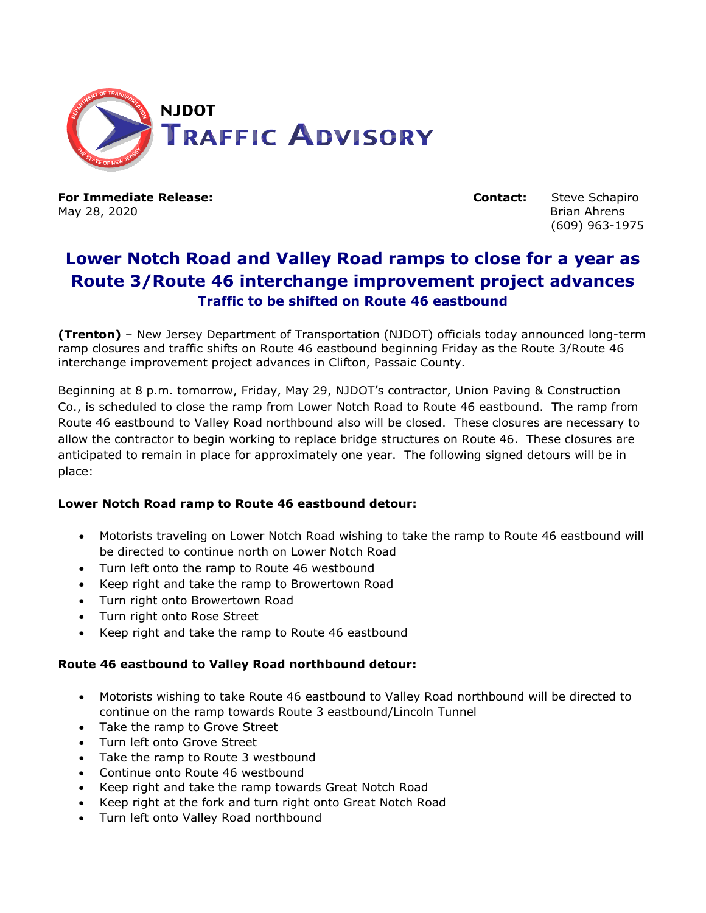**NJDOT**
**TRAFFIC ADVISORY**

**For Immediate Release:**
May 28, 2020

**Contact:** Steve Schapiro
Brian Ahrens
(609) 963-1975

# Lower Notch Road and Valley Road ramps to close for a year as Route 3/Route 46 interchange improvement project advances

## Traffic to be shifted on Route 46 eastbound

**(Trenton)** – New Jersey Department of Transportation (NJDOT) officials today announced long-term ramp closures and traffic shifts on Route 46 eastbound beginning Friday as the Route 3/Route 46 interchange improvement project advances in Clifton, Passaic County.

Beginning at 8 p.m. tomorrow, Friday, May 29, NJDOT's contractor, Union Paving & Construction Co., is scheduled to close the ramp from Lower Notch Road to Route 46 eastbound. The ramp from Route 46 eastbound to Valley Road northbound also will be closed. These closures are necessary to allow the contractor to begin working to replace bridge structures on Route 46. These closures are anticipated to remain in place for approximately one year. The following signed detours will be in place:

**Lower Notch Road ramp to Route 46 eastbound detour:**

- Motorists traveling on Lower Notch Road wishing to take the ramp to Route 46 eastbound will be directed to continue north on Lower Notch Road
- Turn left onto the ramp to Route 46 westbound
- Keep right and take the ramp to Browertown Road
- Turn right onto Browertown Road
- Turn right onto Rose Street
- Keep right and take the ramp to Route 46 eastbound

**Route 46 eastbound to Valley Road northbound detour:**

- Motorists wishing to take Route 46 eastbound to Valley Road northbound will be directed to continue on the ramp towards Route 3 eastbound/Lincoln Tunnel
- Take the ramp to Grove Street
- Turn left onto Grove Street
- Take the ramp to Route 3 westbound
- Continue onto Route 46 westbound
- Keep right and take the ramp towards Great Notch Road
- Keep right at the fork and turn right onto Great Notch Road
- Turn left onto Valley Road northbound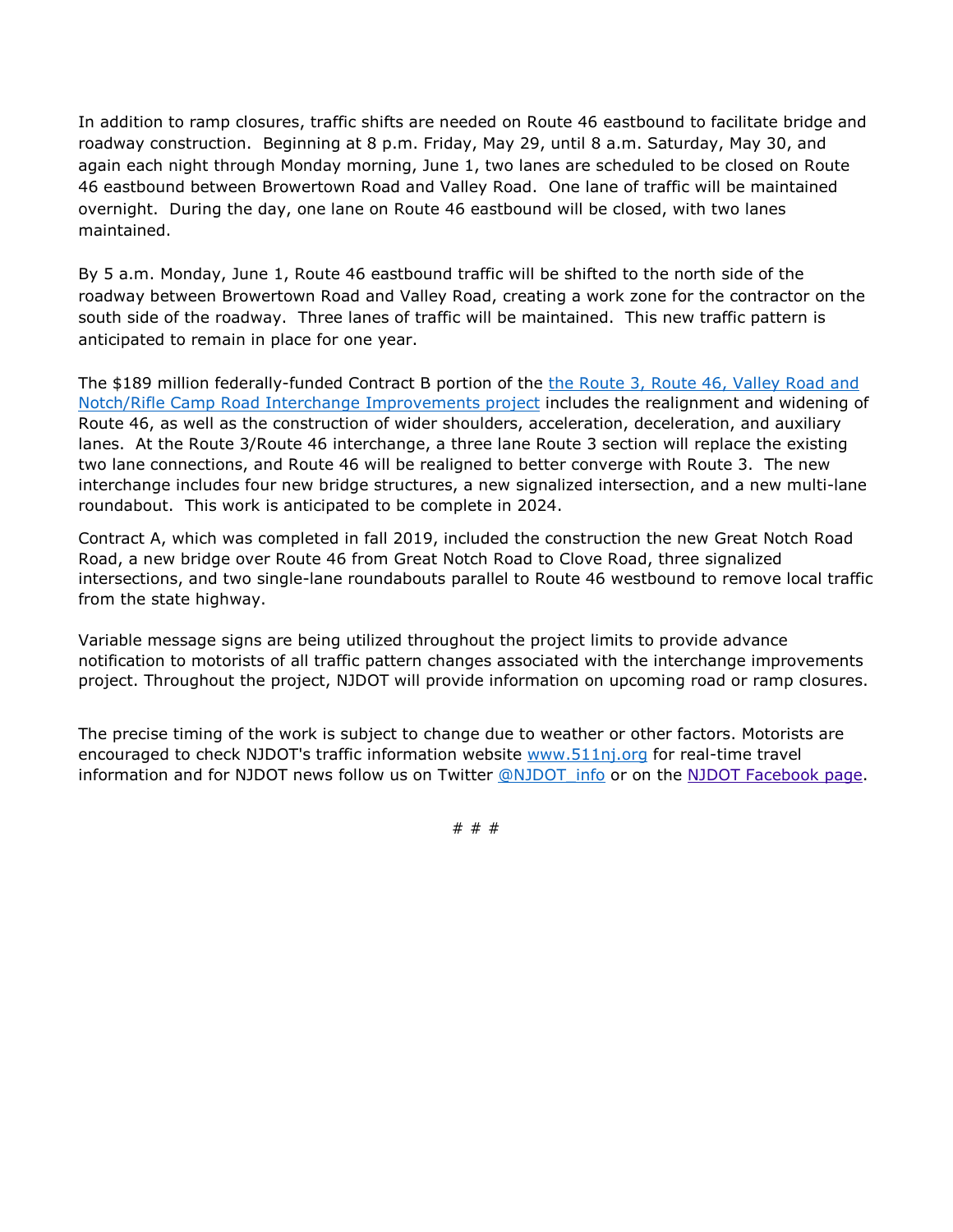In addition to ramp closures, traffic shifts are needed on Route 46 eastbound to facilitate bridge and roadway construction. Beginning at 8 p.m. Friday, May 29, until 8 a.m. Saturday, May 30, and again each night through Monday morning, June 1, two lanes are scheduled to be closed on Route 46 eastbound between Browertown Road and Valley Road. One lane of traffic will be maintained overnight. During the day, one lane on Route 46 eastbound will be closed, with two lanes maintained.

By 5 a.m. Monday, June 1, Route 46 eastbound traffic will be shifted to the north side of the roadway between Browertown Road and Valley Road, creating a work zone for the contractor on the south side of the roadway. Three lanes of traffic will be maintained. This new traffic pattern is anticipated to remain in place for one year.

The $189 million federally-funded Contract B portion of the [the Route 3, Route 46, Valley Road and Notch/Rifle Camp Road Interchange Improvements project]() includes the realignment and widening of Route 46, as well as the construction of wider shoulders, acceleration, deceleration, and auxiliary lanes. At the Route 3/Route 46 interchange, a three lane Route 3 section will replace the existing two lane connections, and Route 46 will be realigned to better converge with Route 3. The new interchange includes four new bridge structures, a new signalized intersection, and a new multi-lane roundabout. This work is anticipated to be complete in 2024.

Contract A, which was completed in fall 2019, included the construction the new Great Notch Road Road, a new bridge over Route 46 from Great Notch Road to Clove Road, three signalized intersections, and two single-lane roundabouts parallel to Route 46 westbound to remove local traffic from the state highway.

Variable message signs are being utilized throughout the project limits to provide advance notification to motorists of all traffic pattern changes associated with the interchange improvements project. Throughout the project, NJDOT will provide information on upcoming road or ramp closures.

The precise timing of the work is subject to change due to weather or other factors. Motorists are encouraged to check NJDOT's traffic information website [www.511nj.org]() for real-time travel information and for NJDOT news follow us on Twitter [@NJDOT_info]() or on the [NJDOT Facebook page]().

# # #